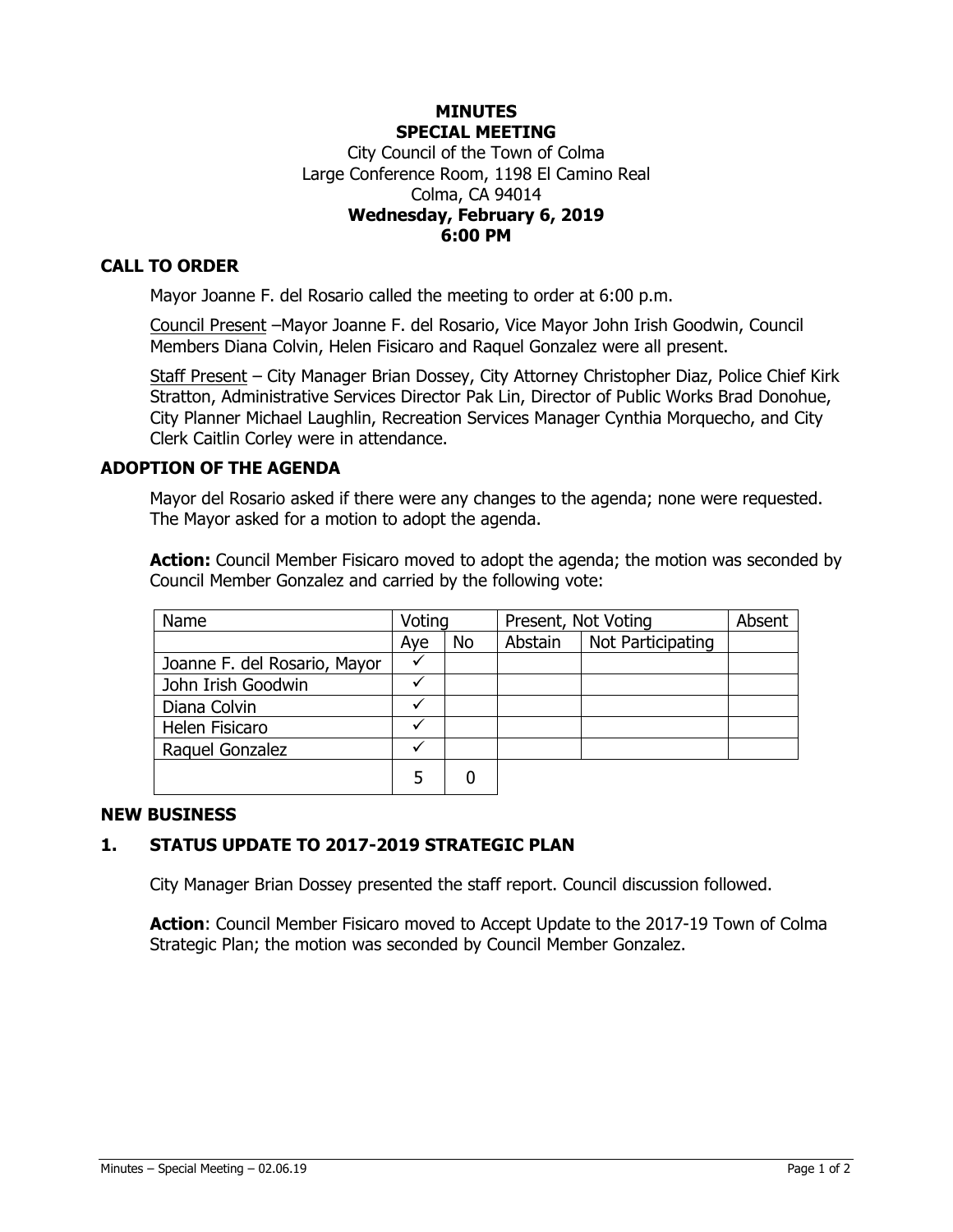# MINUTES
# SPECIAL MEETING

City Council of the Town of Colma
Large Conference Room, 1198 El Camino Real
Colma, CA 94014

**Wednesday, February 6, 2019**
**6:00 PM**

## CALL TO ORDER

Mayor Joanne F. del Rosario called the meeting to order at 6:00 p.m.

Council Present –Mayor Joanne F. del Rosario, Vice Mayor John Irish Goodwin, Council Members Diana Colvin, Helen Fisicaro and Raquel Gonzalez were all present.

Staff Present – City Manager Brian Dossey, City Attorney Christopher Diaz, Police Chief Kirk Stratton, Administrative Services Director Pak Lin, Director of Public Works Brad Donohue, City Planner Michael Laughlin, Recreation Services Manager Cynthia Morquecho, and City Clerk Caitlin Corley were in attendance.

## ADOPTION OF THE AGENDA

Mayor del Rosario asked if there were any changes to the agenda; none were requested. The Mayor asked for a motion to adopt the agenda.

**Action:** Council Member Fisicaro moved to adopt the agenda; the motion was seconded by Council Member Gonzalez and carried by the following vote:

| Name | Voting | | Present, Not Voting | | Absent |
|---|---|---|---|---|---|
| | Aye | No | Abstain | Not Participating | |
| Joanne F. del Rosario, Mayor | ✓ | | | | |
| John Irish Goodwin | ✓ | | | | |
| Diana Colvin | ✓ | | | | |
| Helen Fisicaro | ✓ | | | | |
| Raquel Gonzalez | ✓ | | | | |
| | 5 | 0 | | | |

## NEW BUSINESS

### 1. STATUS UPDATE TO 2017-2019 STRATEGIC PLAN

City Manager Brian Dossey presented the staff report. Council discussion followed.

**Action**: Council Member Fisicaro moved to Accept Update to the 2017-19 Town of Colma Strategic Plan; the motion was seconded by Council Member Gonzalez.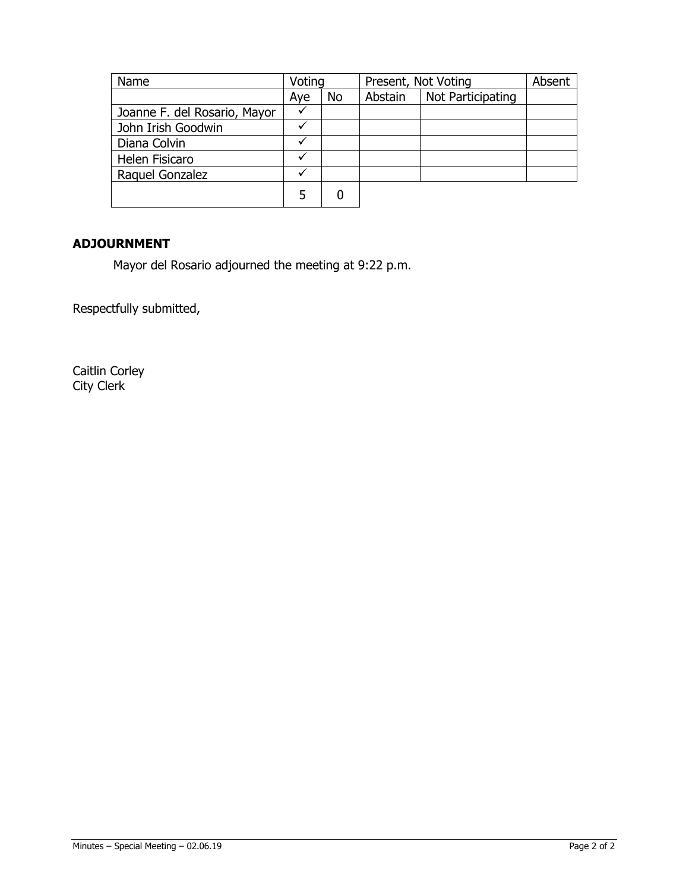| Name | Voting | | Present, Not Voting | | Absent |
|---|---|---|---|---|---|
| | Aye | No | Abstain | Not Participating | |
| Joanne F. del Rosario, Mayor | ✓ | | | | |
| John Irish Goodwin | ✓ | | | | |
| Diana Colvin | ✓ | | | | |
| Helen Fisicaro | ✓ | | | | |
| Raquel Gonzalez | ✓ | | | | |
| | 5 | 0 | | | |

**ADJOURNMENT**

Mayor del Rosario adjourned the meeting at 9:22 p.m.

Respectfully submitted,

Caitlin Corley
City Clerk